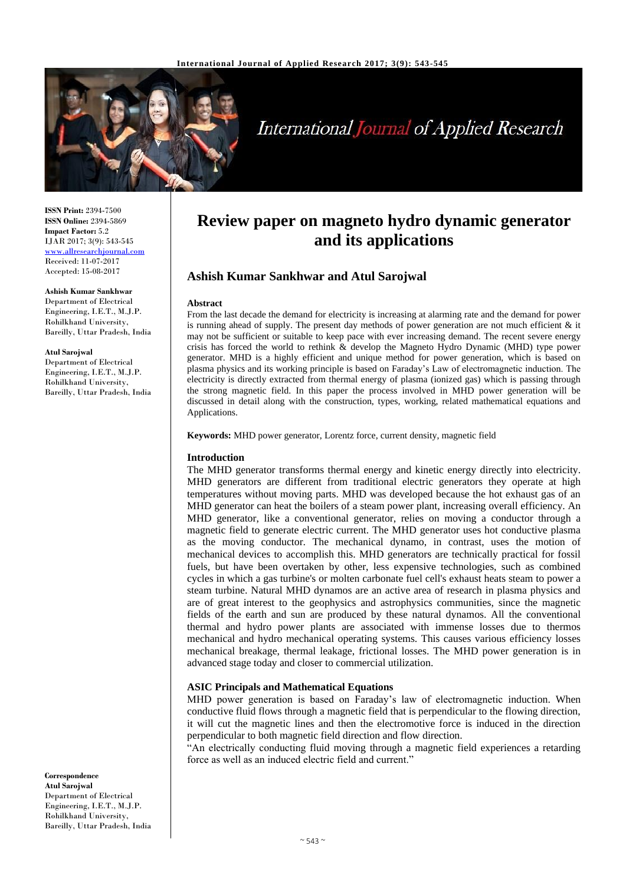**ISSN Print:** 2394-7500
**ISSN Online:** 2394-5869
**Impact Factor:** 5.2
IJAR 2017; 3(9): 543-545
www.allresearchjournal.com
Received: 11-07-2017
Accepted: 15-08-2017

**Ashish Kumar Sankhwar**
Department of Electrical Engineering, I.E.T., M.J.P. Rohilkhand University, Bareilly, Uttar Pradesh, India

**Atul Sarojwal**
Department of Electrical Engineering, I.E.T., M.J.P. Rohilkhand University, Bareilly, Uttar Pradesh, India

**Correspondence**
**Atul Sarojwal**
Department of Electrical Engineering, I.E.T., M.J.P. Rohilkhand University, Bareilly, Uttar Pradesh, India

# Review paper on magneto hydro dynamic generator and its applications

## Ashish Kumar Sankhwar and Atul Sarojwal

### Abstract

From the last decade the demand for electricity is increasing at alarming rate and the demand for power is running ahead of supply. The present day methods of power generation are not much efficient & it may not be sufficient or suitable to keep pace with ever increasing demand. The recent severe energy crisis has forced the world to rethink & develop the Magneto Hydro Dynamic (MHD) type power generator. MHD is a highly efficient and unique method for power generation, which is based on plasma physics and its working principle is based on Faraday's Law of electromagnetic induction. The electricity is directly extracted from thermal energy of plasma (ionized gas) which is passing through the strong magnetic field. In this paper the process involved in MHD power generation will be discussed in detail along with the construction, types, working, related mathematical equations and Applications.

**Keywords:** MHD power generator, Lorentz force, current density, magnetic field

### Introduction

The MHD generator transforms thermal energy and kinetic energy directly into electricity. MHD generators are different from traditional electric generators they operate at high temperatures without moving parts. MHD was developed because the hot exhaust gas of an MHD generator can heat the boilers of a steam power plant, increasing overall efficiency. An MHD generator, like a conventional generator, relies on moving a conductor through a magnetic field to generate electric current. The MHD generator uses hot conductive plasma as the moving conductor. The mechanical dynamo, in contrast, uses the motion of mechanical devices to accomplish this. MHD generators are technically practical for fossil fuels, but have been overtaken by other, less expensive technologies, such as combined cycles in which a gas turbine's or molten carbonate fuel cell's exhaust heats steam to power a steam turbine. Natural MHD dynamos are an active area of research in plasma physics and are of great interest to the geophysics and astrophysics communities, since the magnetic fields of the earth and sun are produced by these natural dynamos. All the conventional thermal and hydro power plants are associated with immense losses due to thermos mechanical and hydro mechanical operating systems. This causes various efficiency losses mechanical breakage, thermal leakage, frictional losses. The MHD power generation is in advanced stage today and closer to commercial utilization.

### ASIC Principals and Mathematical Equations

MHD power generation is based on Faraday's law of electromagnetic induction. When conductive fluid flows through a magnetic field that is perpendicular to the flowing direction, it will cut the magnetic lines and then the electromotive force is induced in the direction perpendicular to both magnetic field direction and flow direction.

"An electrically conducting fluid moving through a magnetic field experiences a retarding force as well as an induced electric field and current."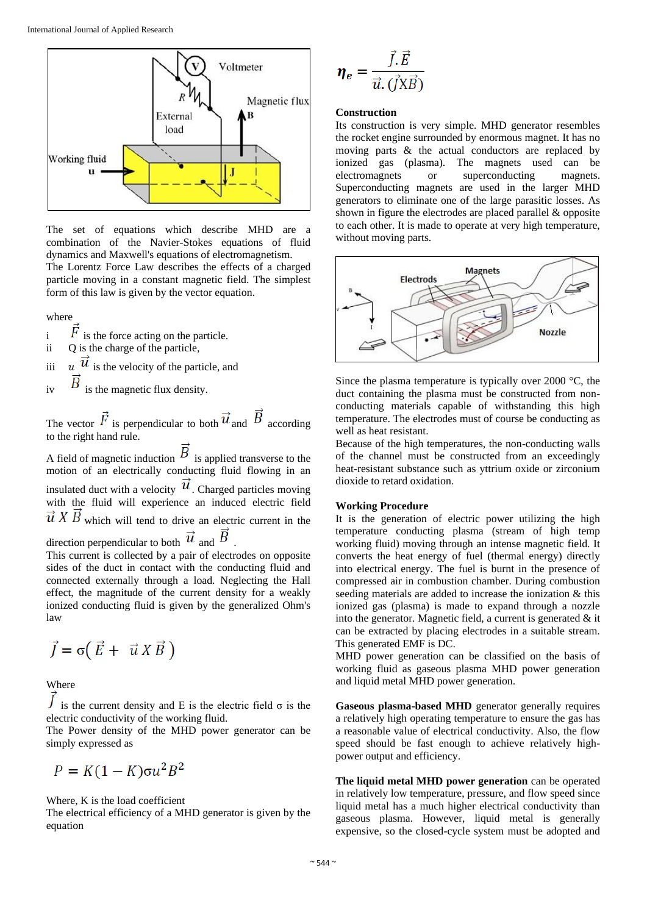The set of equations which describe MHD are a combination of the Navier-Stokes equations of fluid dynamics and Maxwell's equations of electromagnetism.
The Lorentz Force Law describes the effects of a charged particle moving in a constant magnetic field. The simplest form of this law is given by the vector equation.

where

i $\vec{F}$ is the force acting on the particle.
ii Q is the charge of the particle,
iii u $\vec{u}$ is the velocity of the particle, and
iv $\vec{B}$ is the magnetic flux density.

The vector $\vec{F}$ is perpendicular to both $\vec{u}$ and $\vec{B}$ according to the right hand rule.

A field of magnetic induction $\vec{B}$ is applied transverse to the motion of an electrically conducting fluid flowing in an insulated duct with a velocity $\vec{u}$. Charged particles moving with the fluid will experience an induced electric field $\vec{u} \times \vec{B}$ which will tend to drive an electric current in the direction perpendicular to both $\vec{u}$ and $\vec{B}$.
This current is collected by a pair of electrodes on opposite sides of the duct in contact with the conducting fluid and connected externally through a load. Neglecting the Hall effect, the magnitude of the current density for a weakly ionized conducting fluid is given by the generalized Ohm's law

$$\vec{J} = \sigma(\vec{E} + \vec{u} \times \vec{B})$$

Where
$\vec{J}$ is the current density and E is the electric field σ is the electric conductivity of the working fluid.
The Power density of the MHD power generator can be simply expressed as

$$P = K(1-K)\sigma u^2 B^2$$

Where, K is the load coefficient
The electrical efficiency of a MHD generator is given by the equation

$$\eta_e = \frac{\vec{J}.\vec{E}}{\vec{u}.(\vec{J} \times \vec{B})}$$

**Construction**
Its construction is very simple. MHD generator resembles the rocket engine surrounded by enormous magnet. It has no moving parts & the actual conductors are replaced by ionized gas (plasma). The magnets used can be electromagnets or superconducting magnets. Superconducting magnets are used in the larger MHD generators to eliminate one of the large parasitic losses. As shown in figure the electrodes are placed parallel & opposite to each other. It is made to operate at very high temperature, without moving parts.

Since the plasma temperature is typically over 2000 °C, the duct containing the plasma must be constructed from non-conducting materials capable of withstanding this high temperature. The electrodes must of course be conducting as well as heat resistant.
Because of the high temperatures, the non-conducting walls of the channel must be constructed from an exceedingly heat-resistant substance such as yttrium oxide or zirconium dioxide to retard oxidation.

**Working Procedure**
It is the generation of electric power utilizing the high temperature conducting plasma (stream of high temp working fluid) moving through an intense magnetic field. It converts the heat energy of fuel (thermal energy) directly into electrical energy. The fuel is burnt in the presence of compressed air in combustion chamber. During combustion seeding materials are added to increase the ionization & this ionized gas (plasma) is made to expand through a nozzle into the generator. Magnetic field, a current is generated & it can be extracted by placing electrodes in a suitable stream. This generated EMF is DC.
MHD power generation can be classified on the basis of working fluid as gaseous plasma MHD power generation and liquid metal MHD power generation.

**Gaseous plasma-based MHD** generator generally requires a relatively high operating temperature to ensure the gas has a reasonable value of electrical conductivity. Also, the flow speed should be fast enough to achieve relatively high-power output and efficiency.

**The liquid metal MHD power generation** can be operated in relatively low temperature, pressure, and flow speed since liquid metal has a much higher electrical conductivity than gaseous plasma. However, liquid metal is generally expensive, so the closed-cycle system must be adopted and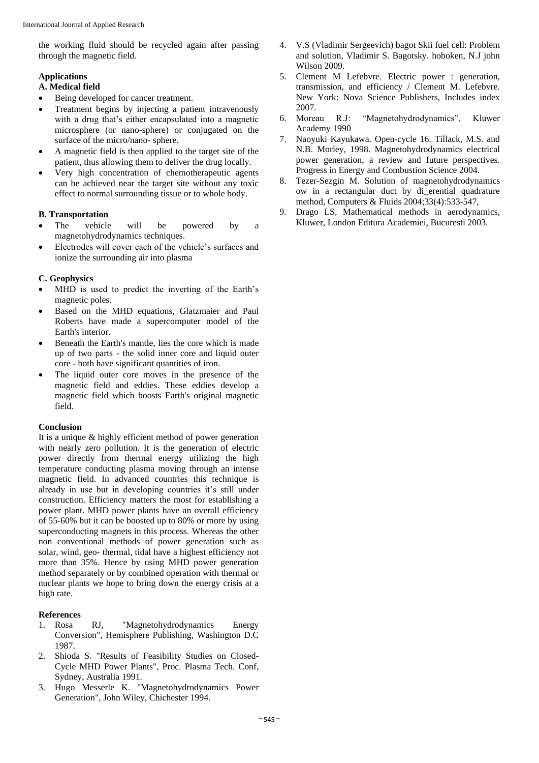the working fluid should be recycled again after passing through the magnetic field.

## Applications

### A. Medical field

- Being developed for cancer treatment.
- Treatment begins by injecting a patient intravenously with a drug that's either encapsulated into a magnetic microsphere (or nano-sphere) or conjugated on the surface of the micro/nano- sphere.
- A magnetic field is then applied to the target site of the patient, thus allowing them to deliver the drug locally.
- Very high concentration of chemotherapeutic agents can be achieved near the target site without any toxic effect to normal surrounding tissue or to whole body.

### B. Transportation

- The vehicle will be powered by a magnetohydrodynamics techniques.
- Electrodes will cover each of the vehicle's surfaces and ionize the surrounding air into plasma

### C. Geophysics

- MHD is used to predict the inverting of the Earth's magnetic poles.
- Based on the MHD equations, Glatzmaier and Paul Roberts have made a supercomputer model of the Earth's interior.
- Beneath the Earth's mantle, lies the core which is made up of two parts - the solid inner core and liquid outer core - both have significant quantities of iron.
- The liquid outer core moves in the presence of the magnetic field and eddies. These eddies develop a magnetic field which boosts Earth's original magnetic field.

## Conclusion

It is a unique & highly efficient method of power generation with nearly zero pollution. It is the generation of electric power directly from thermal energy utilizing the high temperature conducting plasma moving through an intense magnetic field. In advanced countries this technique is already in use but in developing countries it's still under construction. Efficiency matters the most for establishing a power plant. MHD power plants have an overall efficiency of 55-60% but it can be boosted up to 80% or more by using superconducting magnets in this process. Whereas the other non conventional methods of power generation such as solar, wind, geo- thermal, tidal have a highest efficiency not more than 35%. Hence by using MHD power generation method separately or by combined operation with thermal or nuclear plants we hope to bring down the energy crisis at a high rate.

## References

1. Rosa RJ, "Magnetohydrodynamics Energy Conversion", Hemisphere Publishing, Washington D.C 1987.
2. Shioda S. "Results of Feasibility Studies on Closed-Cycle MHD Power Plants", Proc. Plasma Tech. Conf, Sydney, Australia 1991.
3. Hugo Messerle K. "Magnetohydrodynamics Power Generation", John Wiley, Chichester 1994.
4. V.S (Vladimir Sergeevich) bagot Skii fuel cell: Problem and solution, Vladimir S. Bagotsky. hoboken, N.J john Wilson 2009.
5. Clement M Lefebvre. Electric power : generation, transmission, and efficiency / Clement M. Lefebvre. New York: Nova Science Publishers, Includes index 2007.
6. Moreau R.J: "Magnetohydrodynamics", Kluwer Academy 1990
7. Naoyuki Kayukawa. Open-cycle 16. Tillack, M.S. and N.B. Morley, 1998. Magnetohydrodynamics electrical power generation, a review and future perspectives. Progress in Energy and Combustion Science 2004.
8. Tezer-Sezgin M. Solution of magnetohydrodynamics ow in a rectangular duct by di_erential quadrature method, Computers & Fluids 2004;33(4):533-547,
9. Drago LS, Mathematical methods in aerodynamics, Kluwer, London Editura Academiei, Bucuresti 2003.